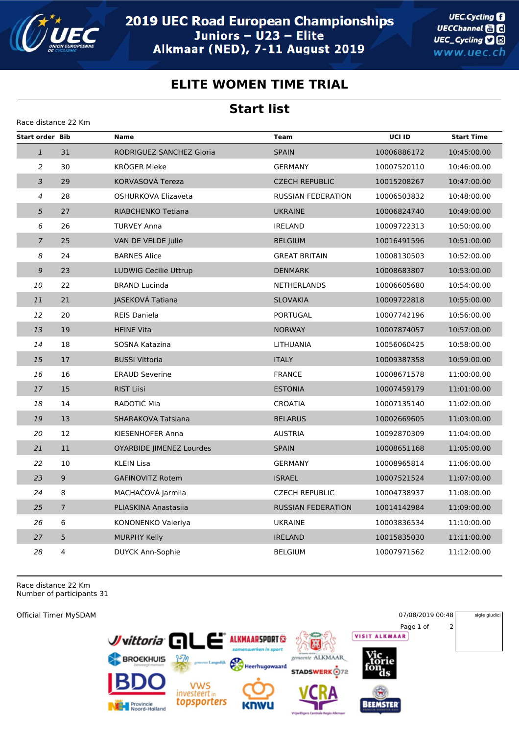# 2019 UEC Road European Championships

## Juniors – U23 – Elite

## Alkmaar (NED), 7-11 August 2019

## ELITE WOMEN TIME TRIAL

## Start list

Race distance 22 Km

| Start order | Bib | Name | Team | UCI ID | Start Time |
|---|---|---|---|---|---|
| 1 | 31 | RODRIGUEZ SANCHEZ Gloria | SPAIN | 10006886172 | 10:45:00.00 |
| 2 | 30 | KRÖGER Mieke | GERMANY | 10007520110 | 10:46:00.00 |
| 3 | 29 | KORVASOVÁ Tereza | CZECH REPUBLIC | 10015208267 | 10:47:00.00 |
| 4 | 28 | OSHURKOVA Elizaveta | RUSSIAN FEDERATION | 10006503832 | 10:48:00.00 |
| 5 | 27 | RIABCHENKO Tetiana | UKRAINE | 10006824740 | 10:49:00.00 |
| 6 | 26 | TURVEY Anna | IRELAND | 10009722313 | 10:50:00.00 |
| 7 | 25 | VAN DE VELDE Julie | BELGIUM | 10016491596 | 10:51:00.00 |
| 8 | 24 | BARNES Alice | GREAT BRITAIN | 10008130503 | 10:52:00.00 |
| 9 | 23 | LUDWIG Cecilie Uttrup | DENMARK | 10008683807 | 10:53:00.00 |
| 10 | 22 | BRAND Lucinda | NETHERLANDS | 10006605680 | 10:54:00.00 |
| 11 | 21 | JASEKOVÁ Tatiana | SLOVAKIA | 10009722818 | 10:55:00.00 |
| 12 | 20 | REIS Daniela | PORTUGAL | 10007742196 | 10:56:00.00 |
| 13 | 19 | HEINE Vita | NORWAY | 10007874057 | 10:57:00.00 |
| 14 | 18 | SOSNA Katazina | LITHUANIA | 10056060425 | 10:58:00.00 |
| 15 | 17 | BUSSI Vittoria | ITALY | 10009387358 | 10:59:00.00 |
| 16 | 16 | ERAUD Severine | FRANCE | 10008671578 | 11:00:00.00 |
| 17 | 15 | RIST Liisi | ESTONIA | 10007459179 | 11:01:00.00 |
| 18 | 14 | RADOTIĆ Mia | CROATIA | 10007135140 | 11:02:00.00 |
| 19 | 13 | SHARAKOVA Tatsiana | BELARUS | 10002669605 | 11:03:00.00 |
| 20 | 12 | KIESENHOFER Anna | AUSTRIA | 10092870309 | 11:04:00.00 |
| 21 | 11 | OYARBIDE JIMENEZ Lourdes | SPAIN | 10008651168 | 11:05:00.00 |
| 22 | 10 | KLEIN Lisa | GERMANY | 10008965814 | 11:06:00.00 |
| 23 | 9 | GAFINOVITZ Rotem | ISRAEL | 10007521524 | 11:07:00.00 |
| 24 | 8 | MACHAČOVÁ Jarmila | CZECH REPUBLIC | 10004738937 | 11:08:00.00 |
| 25 | 7 | PLIASKINA Anastasiia | RUSSIAN FEDERATION | 10014142984 | 11:09:00.00 |
| 26 | 6 | KONONENKO Valeriya | UKRAINE | 10003836534 | 11:10:00.00 |
| 27 | 5 | MURPHY Kelly | IRELAND | 10015835030 | 11:11:00.00 |
| 28 | 4 | DUYCK Ann-Sophie | BELGIUM | 10007971562 | 11:12:00.00 |

Race distance 22 Km
Number of participants 31

Official Timer MySDAM

07/08/2019 00:48

sigle giudici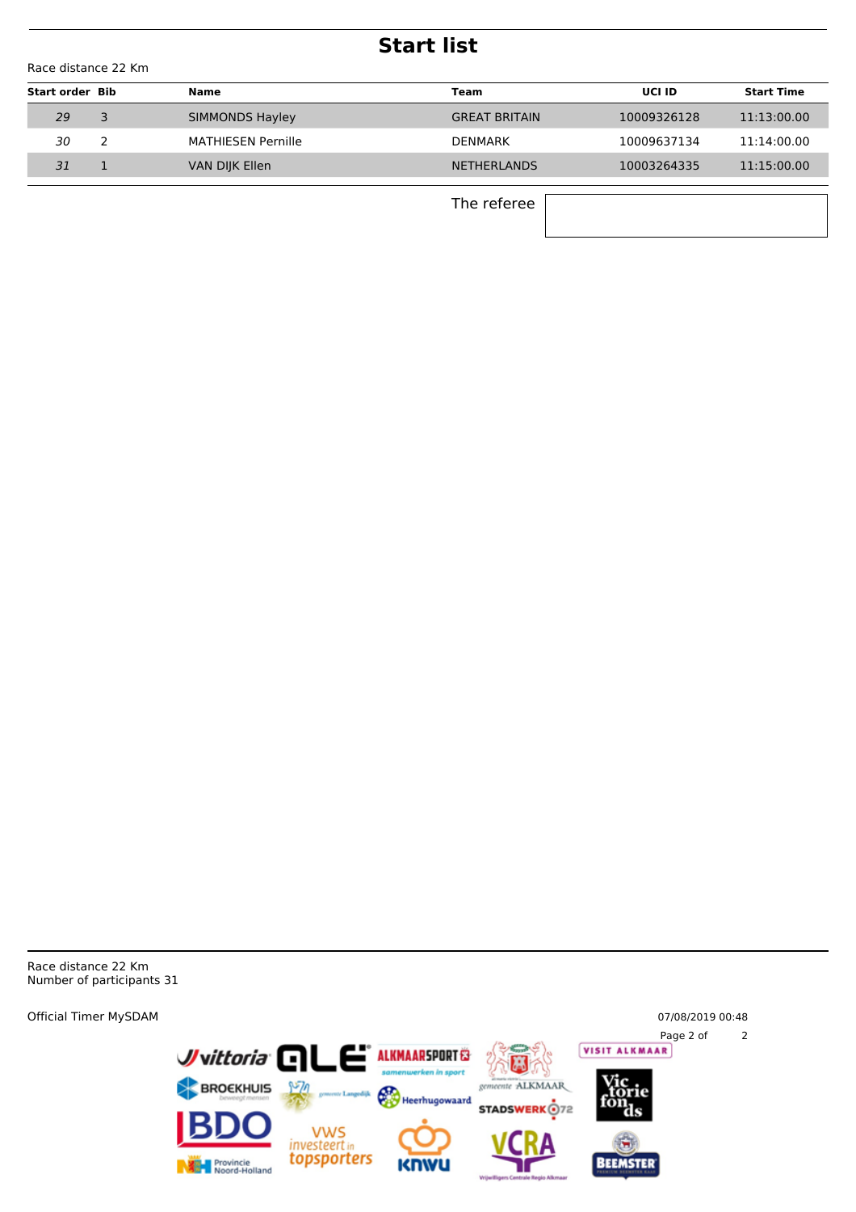# Start list

Race distance 22 Km

| Start order | Bib | Name | Team | UCI ID | Start Time |
|---|---|---|---|---|---|
| 29 | 3 | SIMMONDS Hayley | GREAT BRITAIN | 10009326128 | 11:13:00.00 |
| 30 | 2 | MATHIESEN Pernille | DENMARK | 10009637134 | 11:14:00.00 |
| 31 | 1 | VAN DIJK Ellen | NETHERLANDS | 10003264335 | 11:15:00.00 |

The referee

Race distance 22 Km
Number of participants 31

Official Timer MySDAM

07/08/2019 00:48